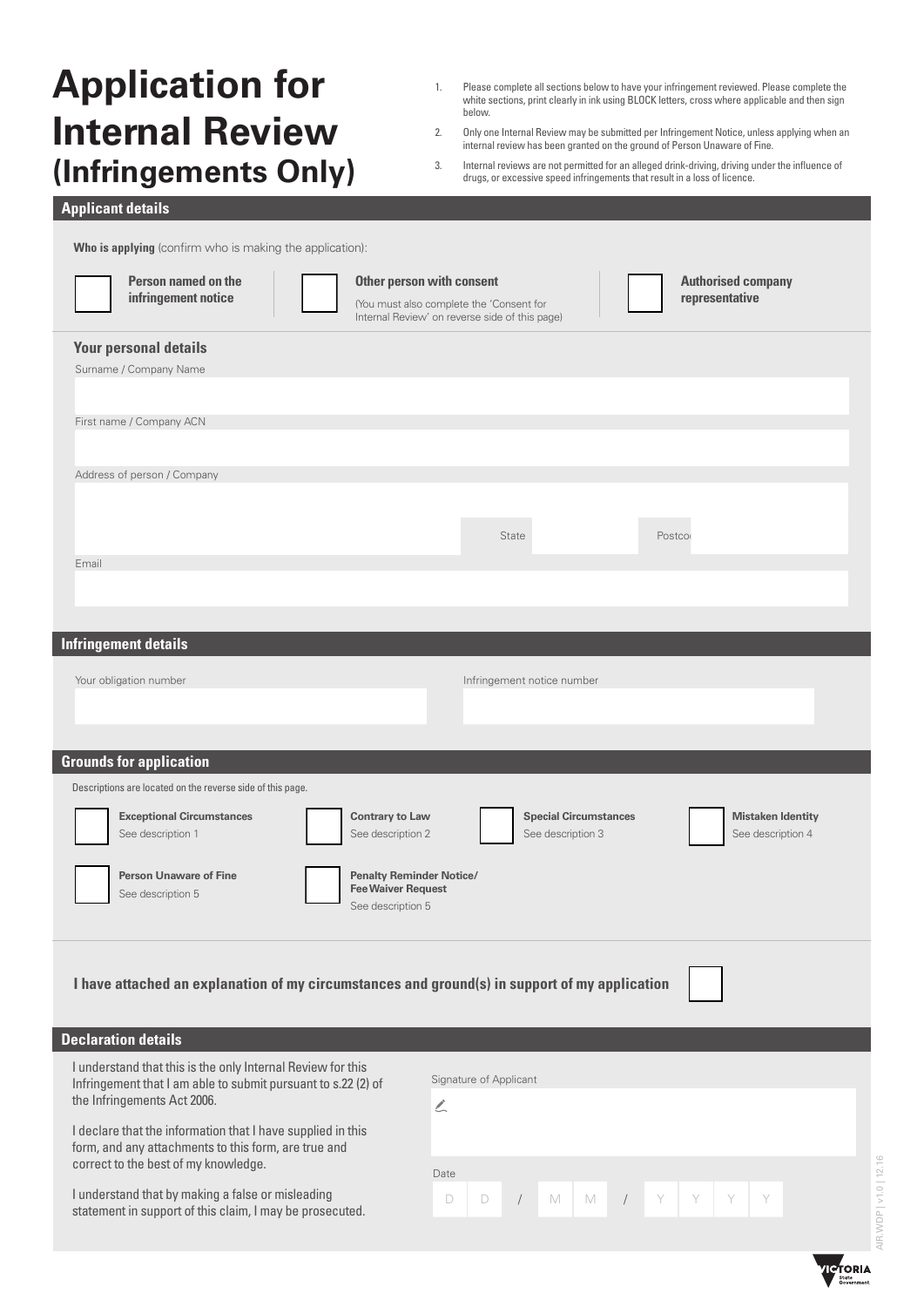# Application for Internal Review (Infringements Only)

1. Please complete all sections below to have your infringement reviewed. Please complete the white sections, print clearly in ink using BLOCK letters, cross where applicable and then sign below.
2. Only one Internal Review may be submitted per Infringement Notice, unless applying when an internal review has been granted on the ground of Person Unaware of Fine.
3. Internal reviews are not permitted for an alleged drink-driving, driving under the influence of drugs, or excessive speed infringements that result in a loss of licence.

## Applicant details

**Who is applying** (confirm who is making the application):

- ☐ **Person named on the infringement notice**
- ☐ **Other person with consent** (You must also complete the 'Consent for Internal Review' on reverse side of this page)
- ☐ **Authorised company representative**

### Your personal details

Surname / Company Name

First name / Company ACN

Address of person / Company

State

Postcode

Email

## Infringement details

Your obligation number

Infringement notice number

## Grounds for application

Descriptions are located on the reverse side of this page.

- ☐ **Exceptional Circumstances** See description 1
- ☐ **Contrary to Law** See description 2
- ☐ **Special Circumstances** See description 3
- ☐ **Mistaken Identity** See description 4
- ☐ **Person Unaware of Fine** See description 5
- ☐ **Penalty Reminder Notice/ Fee Waiver Request** See description 5

**I have attached an explanation of my circumstances and ground(s) in support of my application** ☐

## Declaration details

I understand that this is the only Internal Review for this Infringement that I am able to submit pursuant to s.22 (2) of the Infringements Act 2006.

I declare that the information that I have supplied in this form, and any attachments to this form, are true and correct to the best of my knowledge.

I understand that by making a false or misleading statement in support of this claim, I may be prosecuted.

Signature of Applicant

Date D D / M M / Y Y Y Y

AIR.WDP | v1.0 | 12.16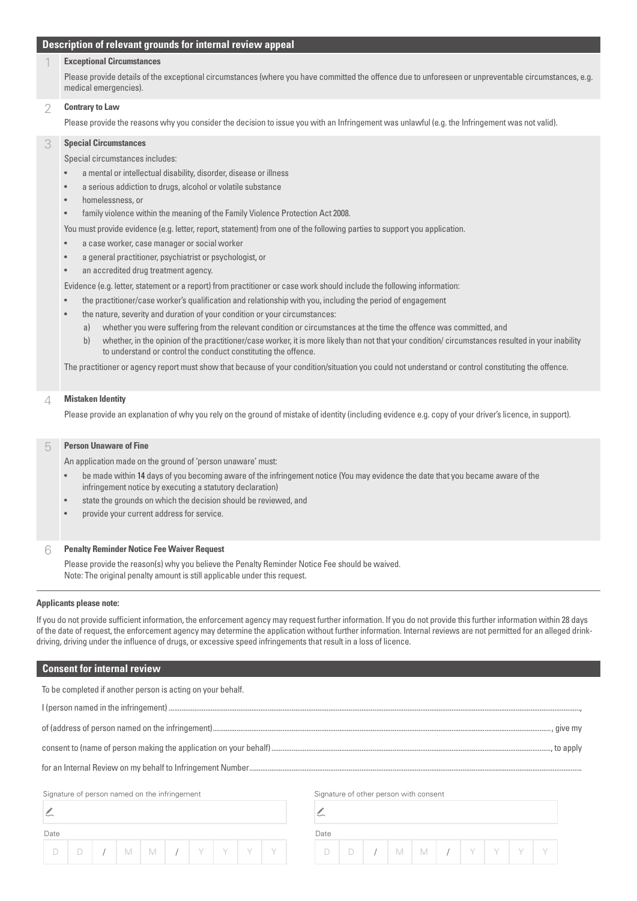## Description of relevant grounds for internal review appeal

### 1 Exceptional Circumstances

Please provide details of the exceptional circumstances (where you have committed the offence due to unforeseen or unpreventable circumstances, e.g. medical emergencies).

### 2 Contrary to Law

Please provide the reasons why you consider the decision to issue you with an Infringement was unlawful (e.g. the Infringement was not valid).

### 3 Special Circumstances

Special circumstances includes:

- a mental or intellectual disability, disorder, disease or illness
- a serious addiction to drugs, alcohol or volatile substance
- homelessness, or
- family violence within the meaning of the Family Violence Protection Act 2008.

You must provide evidence (e.g. letter, report, statement) from one of the following parties to support you application.

- a case worker, case manager or social worker
- a general practitioner, psychiatrist or psychologist, or
- an accredited drug treatment agency.

Evidence (e.g. letter, statement or a report) from practitioner or case work should include the following information:

- the practitioner/case worker's qualification and relationship with you, including the period of engagement
- the nature, severity and duration of your condition or your circumstances:
  a) whether you were suffering from the relevant condition or circumstances at the time the offence was committed, and
  b) whether, in the opinion of the practitioner/case worker, it is more likely than not that your condition/ circumstances resulted in your inability to understand or control the conduct constituting the offence.

The practitioner or agency report must show that because of your condition/situation you could not understand or control constituting the offence.

### 4 Mistaken Identity

Please provide an explanation of why you rely on the ground of mistake of identity (including evidence e.g. copy of your driver's licence, in support).

### 5 Person Unaware of Fine

An application made on the ground of 'person unaware' must:

- be made within 14 days of you becoming aware of the infringement notice (You may evidence the date that you became aware of the infringement notice by executing a statutory declaration)
- state the grounds on which the decision should be reviewed, and
- provide your current address for service.

### 6 Penalty Reminder Notice Fee Waiver Request

Please provide the reason(s) why you believe the Penalty Reminder Notice Fee should be waived.
Note: The original penalty amount is still applicable under this request.

---

**Applicants please note:**

If you do not provide sufficient information, the enforcement agency may request further information. If you do not provide this further information within 28 days of the date of request, the enforcement agency may determine the application without further information. Internal reviews are not permitted for an alleged drink-driving, driving under the influence of drugs, or excessive speed infringements that result in a loss of licence.

## Consent for internal review

To be completed if another person is acting on your behalf.

I (person named in the infringement) ........................................................................................................,

of (address of person named on the infringement)........................................................................................................, give my

consent to (name of person making the application on your behalf)........................................................................................................, to apply

for an Internal Review on my behalf to Infringement Number........................................................................................................

| Signature of person named on the infringement | Signature of other person with consent |
|---|---|
| | |
| Date | Date |
| D D / M M / Y Y Y Y | D D / M M / Y Y Y Y |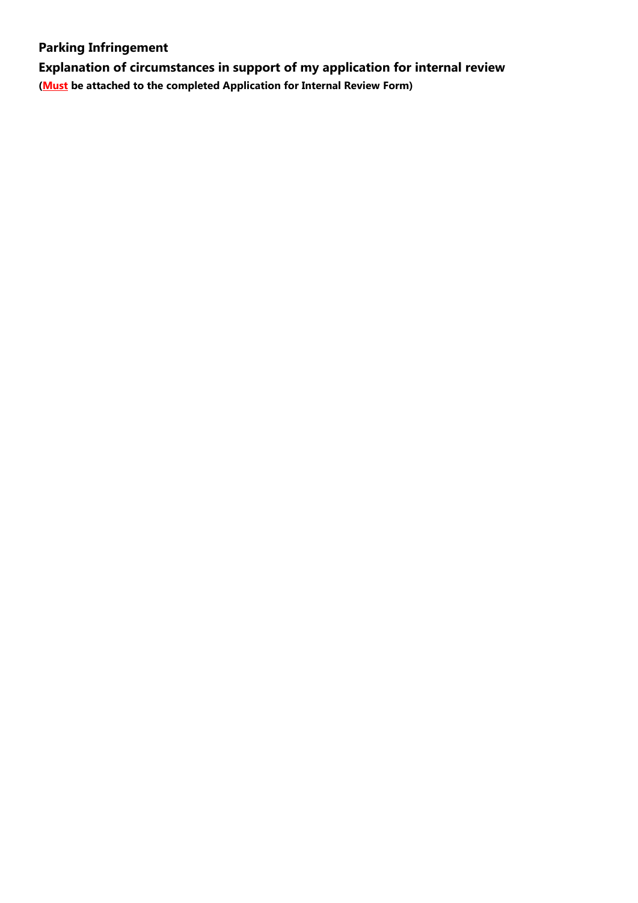**Parking Infringement**

**Explanation of circumstances in support of my application for internal review**

**(Must be attached to the completed Application for Internal Review Form)**